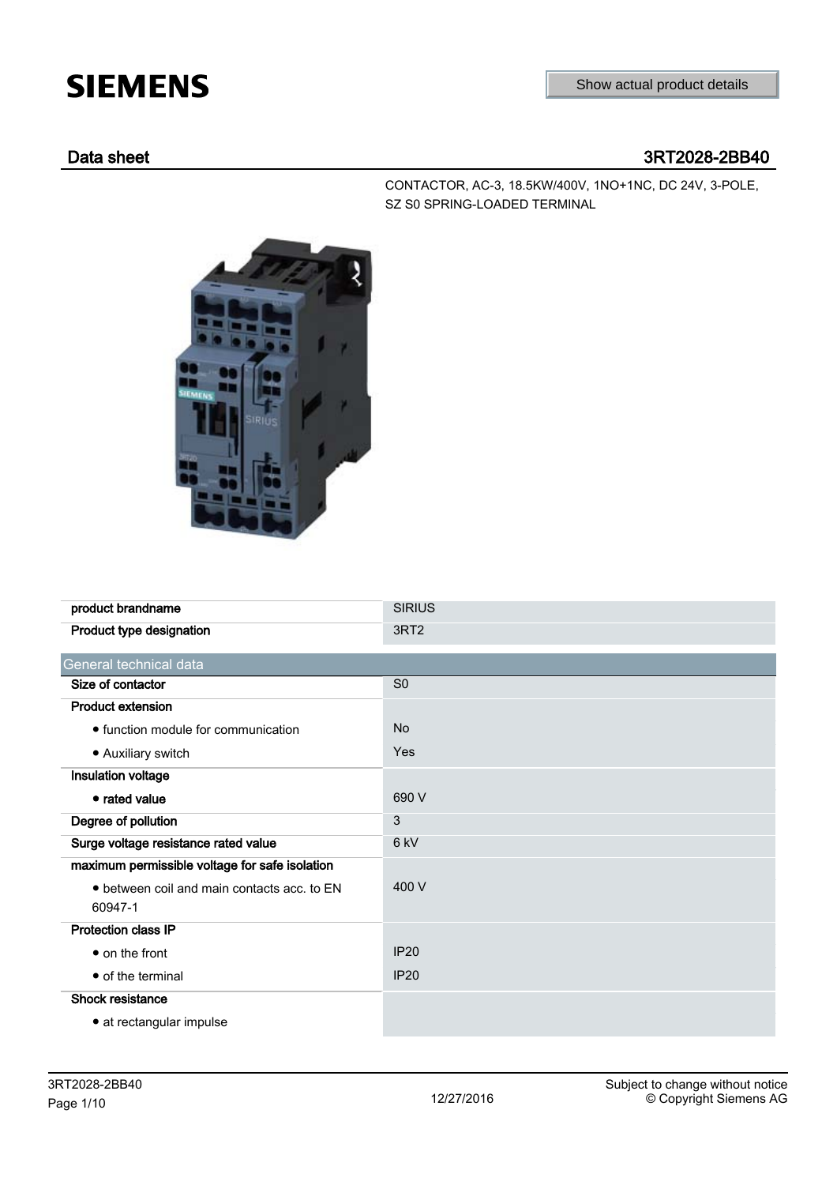SIEMENS

Show actual product details

## Data sheet 3RT2028-2BB40

CONTACTOR, AC-3, 18.5KW/400V, 1NO+1NC, DC 24V, 3-POLE, SZ S0 SPRING-LOADED TERMINAL

| | |
|---|---|
| **product brandname** | SIRIUS |
| **Product type designation** | 3RT2 |

| General technical data | |
|---|---|
| **Size of contactor** | S0 |
| **Product extension** | |
| • function module for communication | No |
| • Auxiliary switch | Yes |
| **Insulation voltage** | |
| • **rated value** | 690 V |
| **Degree of pollution** | 3 |
| **Surge voltage resistance rated value** | 6 kV |
| **maximum permissible voltage for safe isolation** | |
| • between coil and main contacts acc. to EN 60947-1 | 400 V |
| **Protection class IP** | |
| • on the front | IP20 |
| • of the terminal | IP20 |
| **Shock resistance** | |
| • at rectangular impulse | |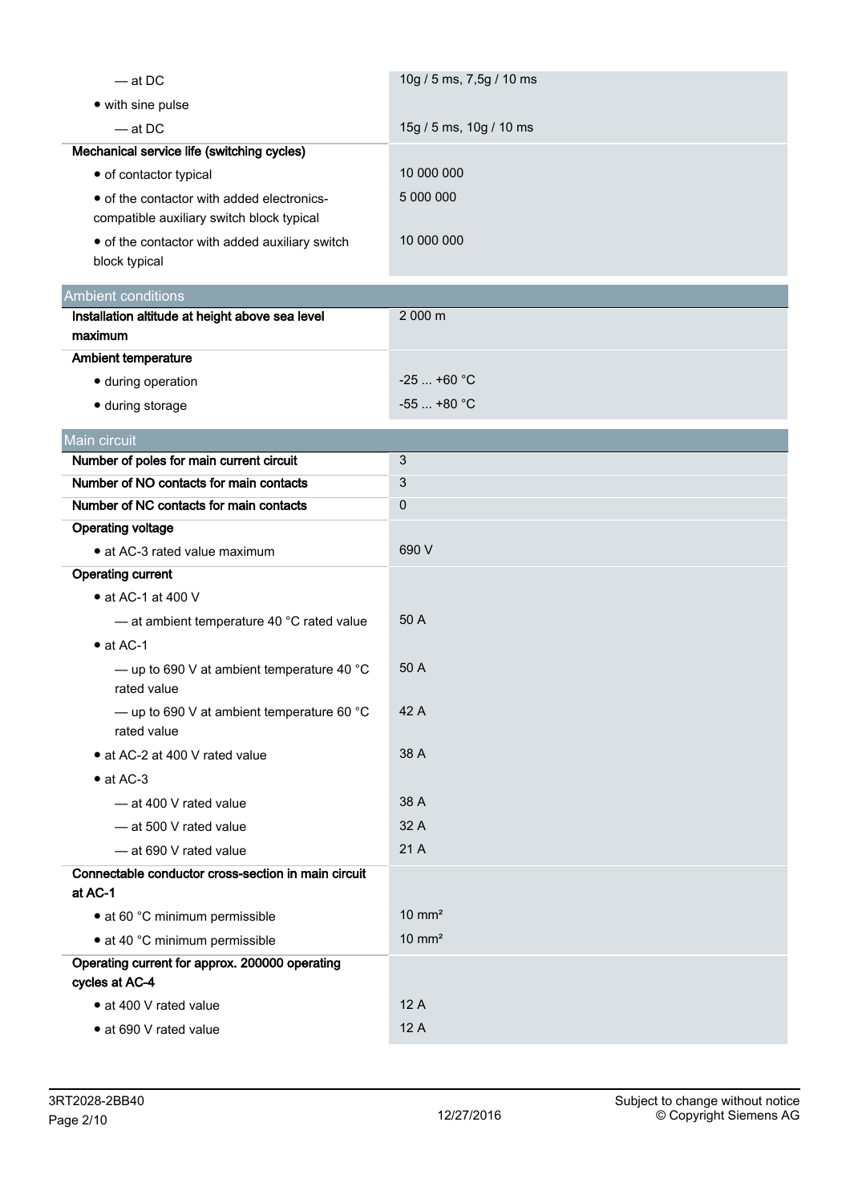| | |
|---|---|
| — at DC | 10g / 5 ms, 7,5g / 10 ms |
| • with sine pulse | |
| — at DC | 15g / 5 ms, 10g / 10 ms |
| **Mechanical service life (switching cycles)** | |
| • of contactor typical | 10 000 000 |
| • of the contactor with added electronics-compatible auxiliary switch block typical | 5 000 000 |
| • of the contactor with added auxiliary switch block typical | 10 000 000 |

## Ambient conditions

| | |
|---|---|
| **Installation altitude at height above sea level maximum** | 2 000 m |
| **Ambient temperature** | |
| • during operation | -25 ... +60 °C |
| • during storage | -55 ... +80 °C |

## Main circuit

| | |
|---|---|
| **Number of poles for main current circuit** | 3 |
| **Number of NO contacts for main contacts** | 3 |
| **Number of NC contacts for main contacts** | 0 |
| **Operating voltage** | |
| • at AC-3 rated value maximum | 690 V |
| **Operating current** | |
| • at AC-1 at 400 V | |
| — at ambient temperature 40 °C rated value | 50 A |
| • at AC-1 | |
| — up to 690 V at ambient temperature 40 °C rated value | 50 A |
| — up to 690 V at ambient temperature 60 °C rated value | 42 A |
| • at AC-2 at 400 V rated value | 38 A |
| • at AC-3 | |
| — at 400 V rated value | 38 A |
| — at 500 V rated value | 32 A |
| — at 690 V rated value | 21 A |
| **Connectable conductor cross-section in main circuit at AC-1** | |
| • at 60 °C minimum permissible | 10 mm² |
| • at 40 °C minimum permissible | 10 mm² |
| **Operating current for approx. 200000 operating cycles at AC-4** | |
| • at 400 V rated value | 12 A |
| • at 690 V rated value | 12 A |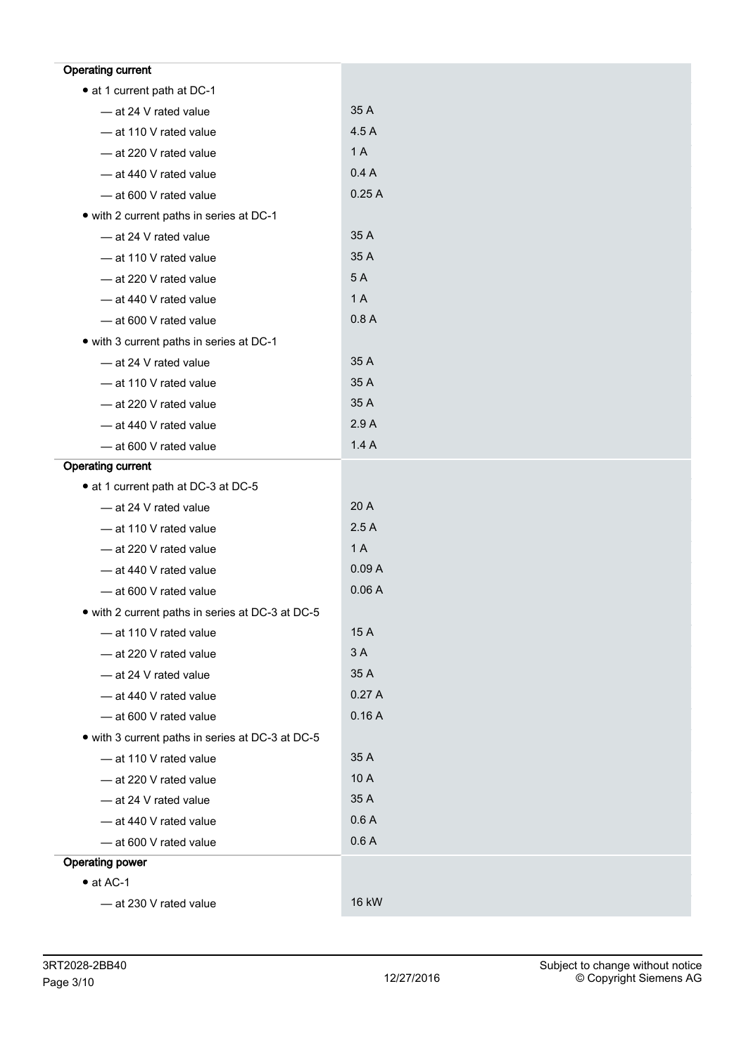| | |
|---|---|
| **Operating current** | |
| • at 1 current path at DC-1 | |
| — at 24 V rated value | 35 A |
| — at 110 V rated value | 4.5 A |
| — at 220 V rated value | 1 A |
| — at 440 V rated value | 0.4 A |
| — at 600 V rated value | 0.25 A |
| • with 2 current paths in series at DC-1 | |
| — at 24 V rated value | 35 A |
| — at 110 V rated value | 35 A |
| — at 220 V rated value | 5 A |
| — at 440 V rated value | 1 A |
| — at 600 V rated value | 0.8 A |
| • with 3 current paths in series at DC-1 | |
| — at 24 V rated value | 35 A |
| — at 110 V rated value | 35 A |
| — at 220 V rated value | 35 A |
| — at 440 V rated value | 2.9 A |
| — at 600 V rated value | 1.4 A |
| **Operating current** | |
| • at 1 current path at DC-3 at DC-5 | |
| — at 24 V rated value | 20 A |
| — at 110 V rated value | 2.5 A |
| — at 220 V rated value | 1 A |
| — at 440 V rated value | 0.09 A |
| — at 600 V rated value | 0.06 A |
| • with 2 current paths in series at DC-3 at DC-5 | |
| — at 110 V rated value | 15 A |
| — at 220 V rated value | 3 A |
| — at 24 V rated value | 35 A |
| — at 440 V rated value | 0.27 A |
| — at 600 V rated value | 0.16 A |
| • with 3 current paths in series at DC-3 at DC-5 | |
| — at 110 V rated value | 35 A |
| — at 220 V rated value | 10 A |
| — at 24 V rated value | 35 A |
| — at 440 V rated value | 0.6 A |
| — at 600 V rated value | 0.6 A |
| **Operating power** | |
| • at AC-1 | |
| — at 230 V rated value | 16 kW |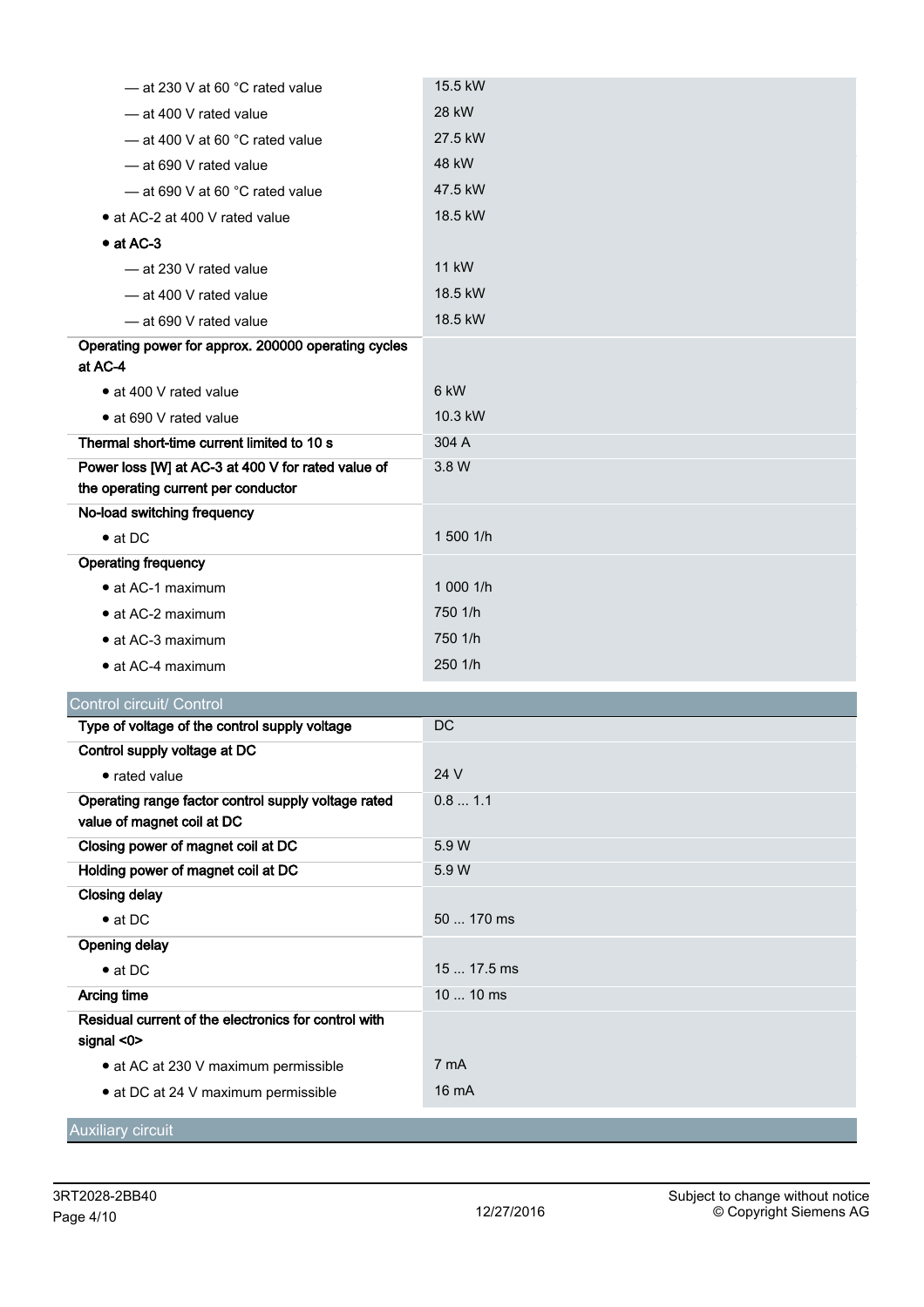| | |
|---|---|
| — at 230 V at 60 °C rated value | 15.5 kW |
| — at 400 V rated value | 28 kW |
| — at 400 V at 60 °C rated value | 27.5 kW |
| — at 690 V rated value | 48 kW |
| — at 690 V at 60 °C rated value | 47.5 kW |
| • at AC-2 at 400 V rated value | 18.5 kW |
| • at AC-3 | |
| — at 230 V rated value | 11 kW |
| — at 400 V rated value | 18.5 kW |
| — at 690 V rated value | 18.5 kW |
| **Operating power for approx. 200000 operating cycles at AC-4** | |
| • at 400 V rated value | 6 kW |
| • at 690 V rated value | 10.3 kW |
| **Thermal short-time current limited to 10 s** | 304 A |
| **Power loss [W] at AC-3 at 400 V for rated value of the operating current per conductor** | 3.8 W |
| **No-load switching frequency** | |
| • at DC | 1 500 1/h |
| **Operating frequency** | |
| • at AC-1 maximum | 1 000 1/h |
| • at AC-2 maximum | 750 1/h |
| • at AC-3 maximum | 750 1/h |
| • at AC-4 maximum | 250 1/h |

## Control circuit/ Control

| | |
|---|---|
| **Type of voltage of the control supply voltage** | DC |
| **Control supply voltage at DC** | |
| • rated value | 24 V |
| **Operating range factor control supply voltage rated value of magnet coil at DC** | 0.8 ... 1.1 |
| **Closing power of magnet coil at DC** | 5.9 W |
| **Holding power of magnet coil at DC** | 5.9 W |
| **Closing delay** | |
| • at DC | 50 ... 170 ms |
| **Opening delay** | |
| • at DC | 15 ... 17.5 ms |
| **Arcing time** | 10 ... 10 ms |
| **Residual current of the electronics for control with signal <0>** | |
| • at AC at 230 V maximum permissible | 7 mA |
| • at DC at 24 V maximum permissible | 16 mA |

## Auxiliary circuit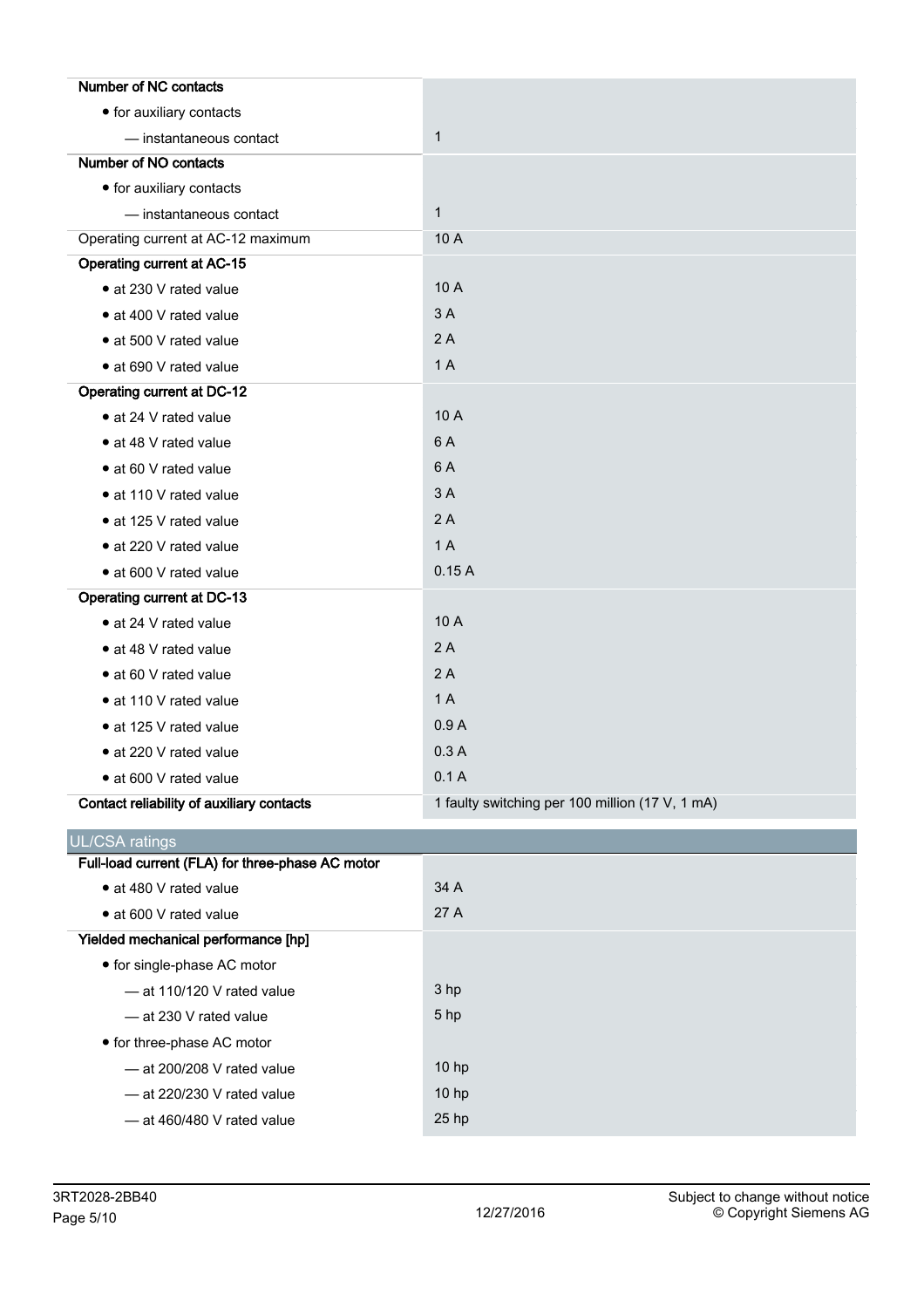| | |
|---|---|
| **Number of NC contacts** | |
| • for auxiliary contacts | |
| — instantaneous contact | 1 |
| **Number of NO contacts** | |
| • for auxiliary contacts | |
| — instantaneous contact | 1 |
| Operating current at AC-12 maximum | 10 A |
| **Operating current at AC-15** | |
| • at 230 V rated value | 10 A |
| • at 400 V rated value | 3 A |
| • at 500 V rated value | 2 A |
| • at 690 V rated value | 1 A |
| **Operating current at DC-12** | |
| • at 24 V rated value | 10 A |
| • at 48 V rated value | 6 A |
| • at 60 V rated value | 6 A |
| • at 110 V rated value | 3 A |
| • at 125 V rated value | 2 A |
| • at 220 V rated value | 1 A |
| • at 600 V rated value | 0.15 A |
| **Operating current at DC-13** | |
| • at 24 V rated value | 10 A |
| • at 48 V rated value | 2 A |
| • at 60 V rated value | 2 A |
| • at 110 V rated value | 1 A |
| • at 125 V rated value | 0.9 A |
| • at 220 V rated value | 0.3 A |
| • at 600 V rated value | 0.1 A |
| **Contact reliability of auxiliary contacts** | 1 faulty switching per 100 million (17 V, 1 mA) |

## UL/CSA ratings

| | |
|---|---|
| **Full-load current (FLA) for three-phase AC motor** | |
| • at 480 V rated value | 34 A |
| • at 600 V rated value | 27 A |
| **Yielded mechanical performance [hp]** | |
| • for single-phase AC motor | |
| — at 110/120 V rated value | 3 hp |
| — at 230 V rated value | 5 hp |
| • for three-phase AC motor | |
| — at 200/208 V rated value | 10 hp |
| — at 220/230 V rated value | 10 hp |
| — at 460/480 V rated value | 25 hp |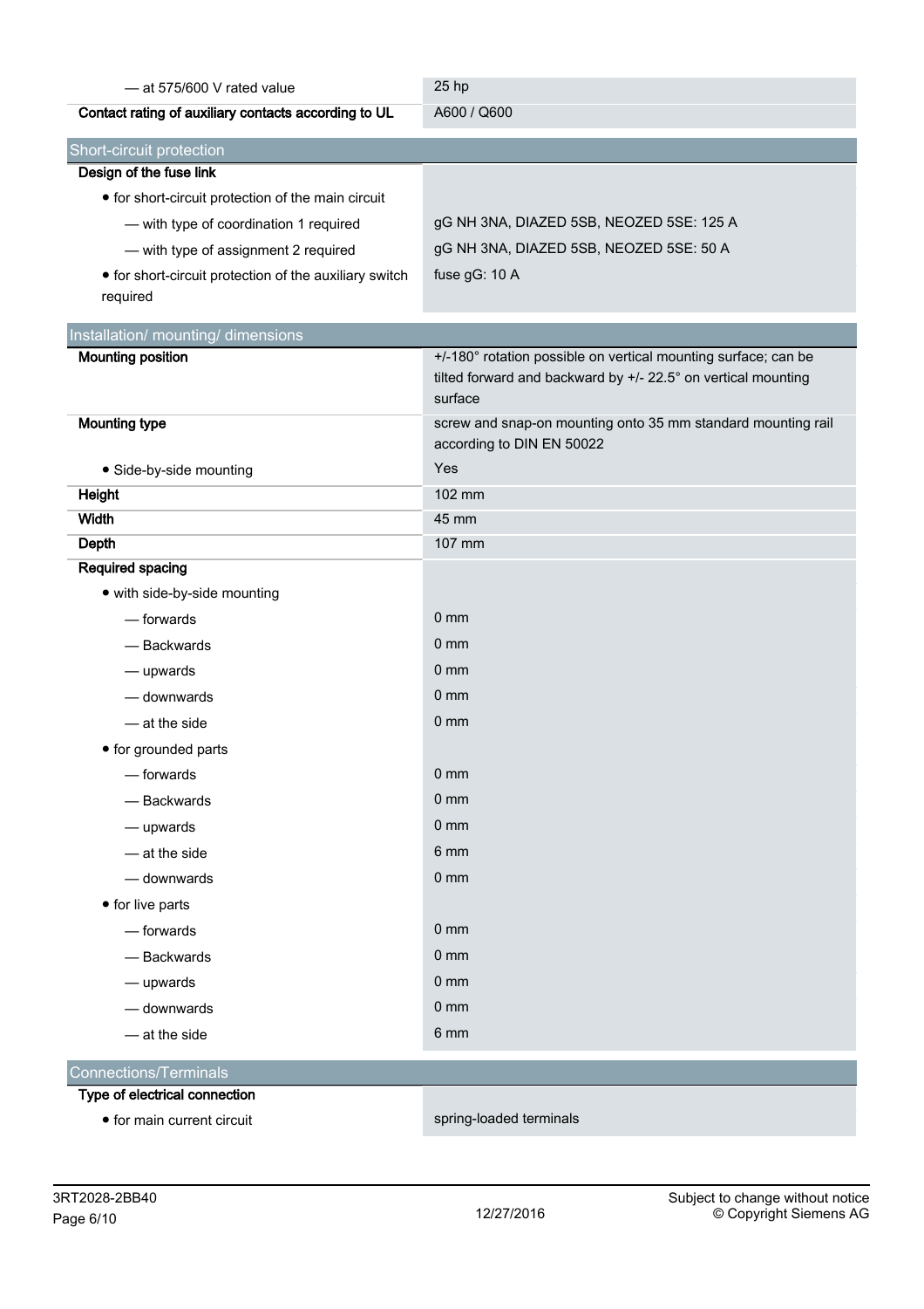| | |
|---|---|
| — at 575/600 V rated value | 25 hp |
| **Contact rating of auxiliary contacts according to UL** | A600 / Q600 |

## Short-circuit protection

| | |
|---|---|
| **Design of the fuse link** | |
| • for short-circuit protection of the main circuit | |
| — with type of coordination 1 required | gG NH 3NA, DIAZED 5SB, NEOZED 5SE: 125 A |
| — with type of assignment 2 required | gG NH 3NA, DIAZED 5SB, NEOZED 5SE: 50 A |
| • for short-circuit protection of the auxiliary switch required | fuse gG: 10 A |

## Installation/ mounting/ dimensions

| | |
|---|---|
| **Mounting position** | +/-180° rotation possible on vertical mounting surface; can be tilted forward and backward by +/- 22.5° on vertical mounting surface |
| **Mounting type** | screw and snap-on mounting onto 35 mm standard mounting rail according to DIN EN 50022 |
| • Side-by-side mounting | Yes |
| **Height** | 102 mm |
| **Width** | 45 mm |
| **Depth** | 107 mm |
| **Required spacing** | |
| • with side-by-side mounting | |
| — forwards | 0 mm |
| — Backwards | 0 mm |
| — upwards | 0 mm |
| — downwards | 0 mm |
| — at the side | 0 mm |
| • for grounded parts | |
| — forwards | 0 mm |
| — Backwards | 0 mm |
| — upwards | 0 mm |
| — at the side | 6 mm |
| — downwards | 0 mm |
| • for live parts | |
| — forwards | 0 mm |
| — Backwards | 0 mm |
| — upwards | 0 mm |
| — downwards | 0 mm |
| — at the side | 6 mm |

## Connections/Terminals

| | |
|---|---|
| **Type of electrical connection** | |
| • for main current circuit | spring-loaded terminals |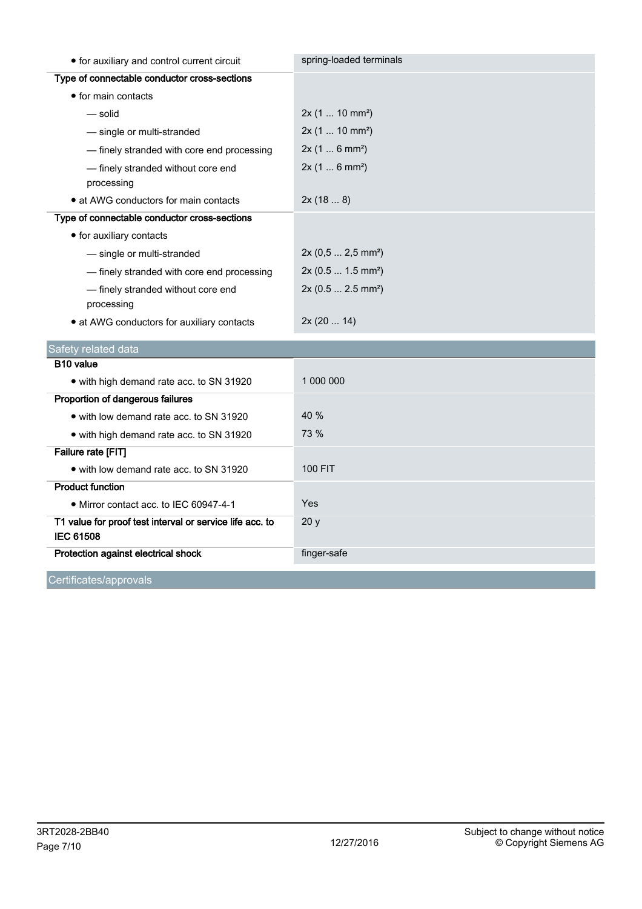| | |
|---|---|
| • for auxiliary and control current circuit | spring-loaded terminals |
| **Type of connectable conductor cross-sections** | |
| • for main contacts | |
| — solid | 2x (1 ... 10 mm²) |
| — single or multi-stranded | 2x (1 ... 10 mm²) |
| — finely stranded with core end processing | 2x (1 ... 6 mm²) |
| — finely stranded without core end processing | 2x (1 ... 6 mm²) |
| • at AWG conductors for main contacts | 2x (18 ... 8) |
| **Type of connectable conductor cross-sections** | |
| • for auxiliary contacts | |
| — single or multi-stranded | 2x (0,5 ... 2,5 mm²) |
| — finely stranded with core end processing | 2x (0.5 ... 1.5 mm²) |
| — finely stranded without core end processing | 2x (0.5 ... 2.5 mm²) |
| • at AWG conductors for auxiliary contacts | 2x (20 ... 14) |

## Safety related data

| | |
|---|---|
| **B10 value** | |
| • with high demand rate acc. to SN 31920 | 1 000 000 |
| **Proportion of dangerous failures** | |
| • with low demand rate acc. to SN 31920 | 40 % |
| • with high demand rate acc. to SN 31920 | 73 % |
| **Failure rate [FIT]** | |
| • with low demand rate acc. to SN 31920 | 100 FIT |
| **Product function** | |
| • Mirror contact acc. to IEC 60947-4-1 | Yes |
| **T1 value for proof test interval or service life acc. to IEC 61508** | 20 y |
| **Protection against electrical shock** | finger-safe |

## Certificates/approvals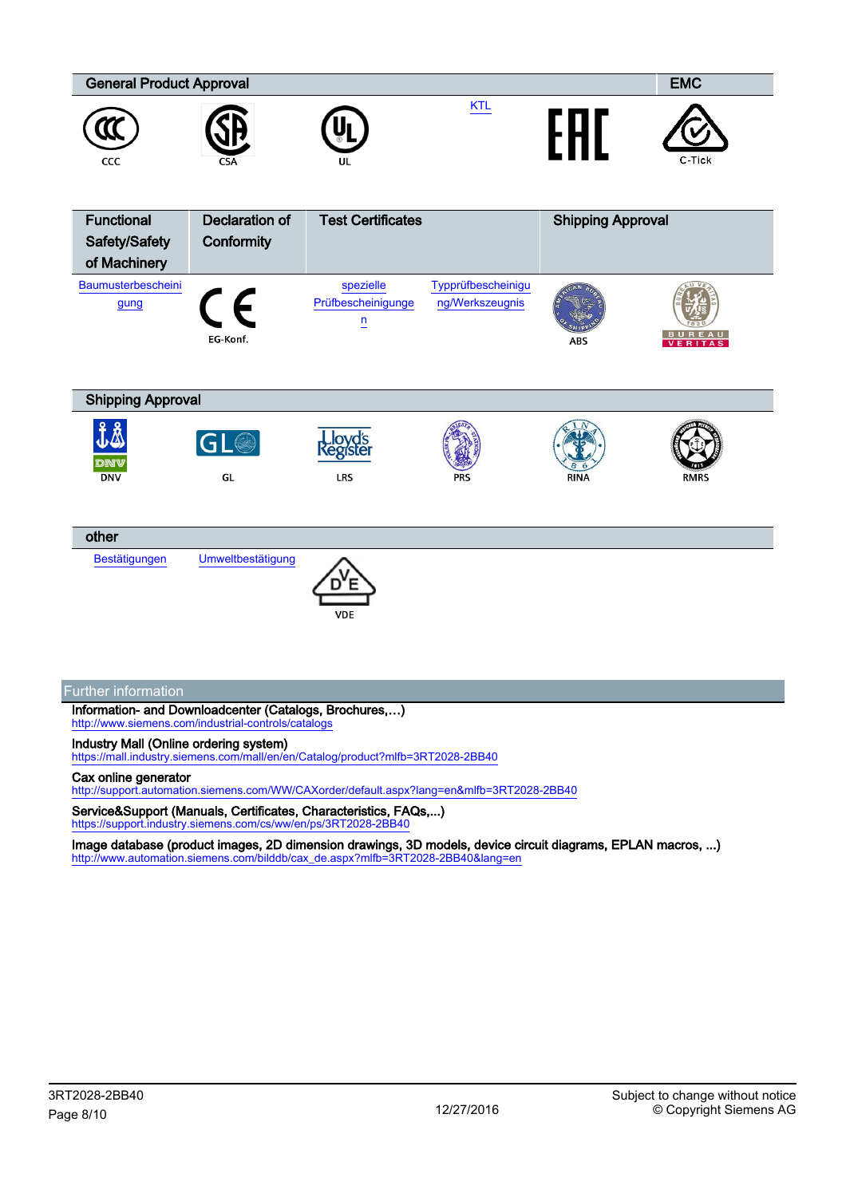| General Product Approval | | | | | EMC |
|---|---|---|---|---|---|
| CCC | CSA | UL | KTL | | C-Tick |

| Functional Safety/Safety of Machinery | Declaration of Conformity | Test Certificates | | Shipping Approval | |
|---|---|---|---|---|---|
| Baumusterbescheinigung | EG-Konf. | spezielle Prüfbescheinigungen | Typprüfbescheinigung/Werkszeugnis | ABS | BUREAU VERITAS |

| Shipping Approval | | | | | |
|---|---|---|---|---|---|
| DNV | GL | LRS | PRS | RINA | RMRS |

| other | | |
|---|---|---|
| Bestätigungen | Umweltbestätigung | VDE |

## Further information

**Information- and Downloadcenter (Catalogs, Brochures,…)**
http://www.siemens.com/industrial-controls/catalogs

**Industry Mall (Online ordering system)**
https://mall.industry.siemens.com/mall/en/en/Catalog/product?mlfb=3RT2028-2BB40

**Cax online generator**
http://support.automation.siemens.com/WW/CAXorder/default.aspx?lang=en&mlfb=3RT2028-2BB40

**Service&Support (Manuals, Certificates, Characteristics, FAQs,...)**
https://support.industry.siemens.com/cs/ww/en/ps/3RT2028-2BB40

**Image database (product images, 2D dimension drawings, 3D models, device circuit diagrams, EPLAN macros, ...)**
http://www.automation.siemens.com/bilddb/cax_de.aspx?mlfb=3RT2028-2BB40&lang=en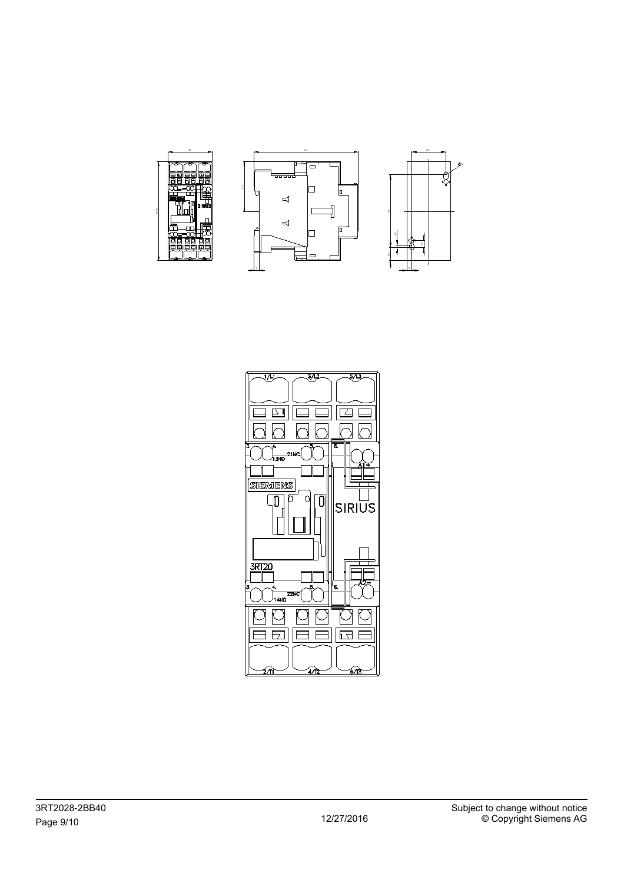1/L1 3/L2 5/L3

3. 4. 21NC 5. 6.

13NO

A1+

SIEMENS

SIRIUS

3RT20

3. 4. 22NC 5. 6.

14NO

A2−

2/T1 4/T2 6/T3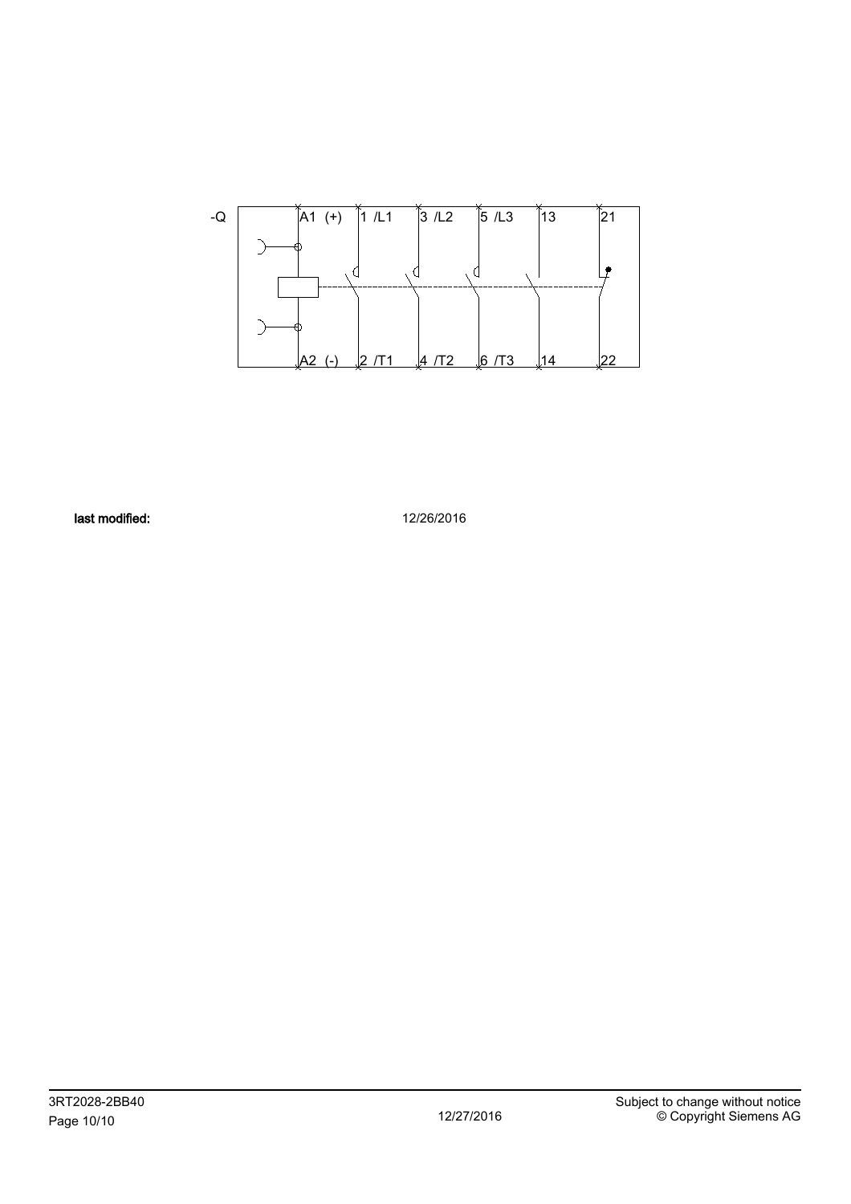-Q

A1 (+) 1 /L1 3 /L2 5 /L3 13 21

A2 (-) 2 /T1 4 /T2 6 /T3 14 22

**last modified:** 12/26/2016